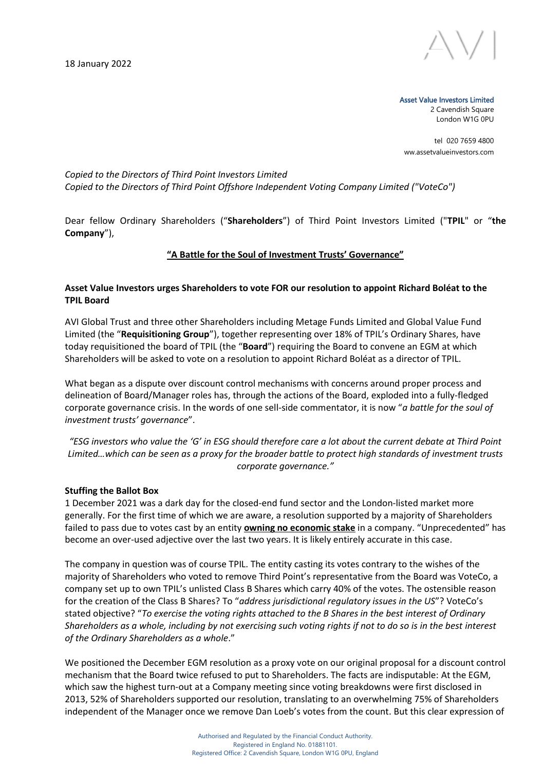18 January 2022

AVI

**Asset Value Investors Limited**
2 Cavendish Square
London W1G 0PU

tel 020 7659 4800
ww.assetvalueinvestors.com

*Copied to the Directors of Third Point Investors Limited*
*Copied to the Directors of Third Point Offshore Independent Voting Company Limited ("VoteCo")*

Dear fellow Ordinary Shareholders ("**Shareholders**") of Third Point Investors Limited ("**TPIL**" or "**the Company**"),

## "A Battle for the Soul of Investment Trusts' Governance"

### Asset Value Investors urges Shareholders to vote FOR our resolution to appoint Richard Boléat to the TPIL Board

AVI Global Trust and three other Shareholders including Metage Funds Limited and Global Value Fund Limited (the "**Requisitioning Group**"), together representing over 18% of TPIL's Ordinary Shares, have today requisitioned the board of TPIL (the "**Board**") requiring the Board to convene an EGM at which Shareholders will be asked to vote on a resolution to appoint Richard Boléat as a director of TPIL.

What began as a dispute over discount control mechanisms with concerns around proper process and delineation of Board/Manager roles has, through the actions of the Board, exploded into a fully-fledged corporate governance crisis. In the words of one sell-side commentator, it is now "*a battle for the soul of investment trusts' governance*".

*"ESG investors who value the 'G' in ESG should therefore care a lot about the current debate at Third Point Limited…which can be seen as a proxy for the broader battle to protect high standards of investment trusts corporate governance."*

**Stuffing the Ballot Box**
1 December 2021 was a dark day for the closed-end fund sector and the London-listed market more generally. For the first time of which we are aware, a resolution supported by a majority of Shareholders failed to pass due to votes cast by an entity **owning no economic stake** in a company. "Unprecedented" has become an over-used adjective over the last two years. It is likely entirely accurate in this case.

The company in question was of course TPIL. The entity casting its votes contrary to the wishes of the majority of Shareholders who voted to remove Third Point's representative from the Board was VoteCo, a company set up to own TPIL's unlisted Class B Shares which carry 40% of the votes. The ostensible reason for the creation of the Class B Shares? To "*address jurisdictional regulatory issues in the US*"? VoteCo's stated objective? "*To exercise the voting rights attached to the B Shares in the best interest of Ordinary Shareholders as a whole, including by not exercising such voting rights if not to do so is in the best interest of the Ordinary Shareholders as a whole*."

We positioned the December EGM resolution as a proxy vote on our original proposal for a discount control mechanism that the Board twice refused to put to Shareholders. The facts are indisputable: At the EGM, which saw the highest turn-out at a Company meeting since voting breakdowns were first disclosed in 2013, 52% of Shareholders supported our resolution, translating to an overwhelming 75% of Shareholders independent of the Manager once we remove Dan Loeb's votes from the count. But this clear expression of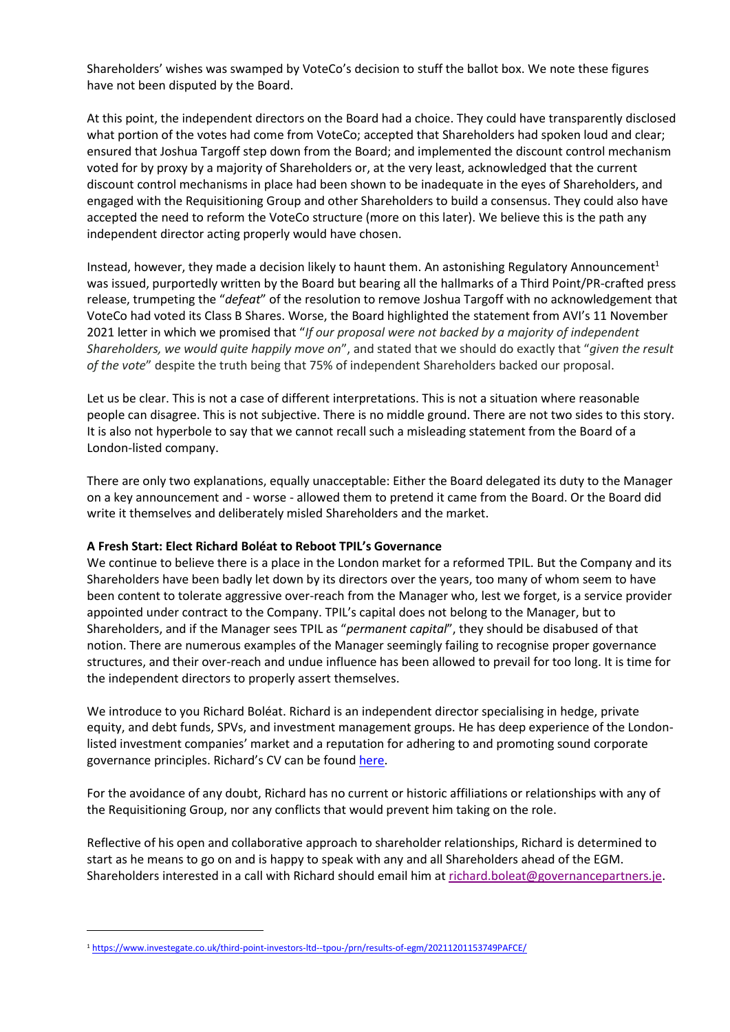Shareholders' wishes was swamped by VoteCo's decision to stuff the ballot box. We note these figures have not been disputed by the Board.

At this point, the independent directors on the Board had a choice. They could have transparently disclosed what portion of the votes had come from VoteCo; accepted that Shareholders had spoken loud and clear; ensured that Joshua Targoff step down from the Board; and implemented the discount control mechanism voted for by proxy by a majority of Shareholders or, at the very least, acknowledged that the current discount control mechanisms in place had been shown to be inadequate in the eyes of Shareholders, and engaged with the Requisitioning Group and other Shareholders to build a consensus. They could also have accepted the need to reform the VoteCo structure (more on this later). We believe this is the path any independent director acting properly would have chosen.

Instead, however, they made a decision likely to haunt them. An astonishing Regulatory Announcement[1] was issued, purportedly written by the Board but bearing all the hallmarks of a Third Point/PR-crafted press release, trumpeting the "*defeat*" of the resolution to remove Joshua Targoff with no acknowledgement that VoteCo had voted its Class B Shares. Worse, the Board highlighted the statement from AVI's 11 November 2021 letter in which we promised that "*If our proposal were not backed by a majority of independent Shareholders, we would quite happily move on*", and stated that we should do exactly that "*given the result of the vote*" despite the truth being that 75% of independent Shareholders backed our proposal.

Let us be clear. This is not a case of different interpretations. This is not a situation where reasonable people can disagree. This is not subjective. There is no middle ground. There are not two sides to this story. It is also not hyperbole to say that we cannot recall such a misleading statement from the Board of a London-listed company.

There are only two explanations, equally unacceptable: Either the Board delegated its duty to the Manager on a key announcement and - worse - allowed them to pretend it came from the Board. Or the Board did write it themselves and deliberately misled Shareholders and the market.

**A Fresh Start: Elect Richard Boléat to Reboot TPIL's Governance**

We continue to believe there is a place in the London market for a reformed TPIL. But the Company and its Shareholders have been badly let down by its directors over the years, too many of whom seem to have been content to tolerate aggressive over-reach from the Manager who, lest we forget, is a service provider appointed under contract to the Company. TPIL's capital does not belong to the Manager, but to Shareholders, and if the Manager sees TPIL as "*permanent capital*", they should be disabused of that notion. There are numerous examples of the Manager seemingly failing to recognise proper governance structures, and their over-reach and undue influence has been allowed to prevail for too long. It is time for the independent directors to properly assert themselves.

We introduce to you Richard Boléat. Richard is an independent director specialising in hedge, private equity, and debt funds, SPVs, and investment management groups. He has deep experience of the London-listed investment companies' market and a reputation for adhering to and promoting sound corporate governance principles. Richard's CV can be found here.

For the avoidance of any doubt, Richard has no current or historic affiliations or relationships with any of the Requisitioning Group, nor any conflicts that would prevent him taking on the role.

Reflective of his open and collaborative approach to shareholder relationships, Richard is determined to start as he means to go on and is happy to speak with any and all Shareholders ahead of the EGM. Shareholders interested in a call with Richard should email him at richard.boleat@governancepartners.je.

---

[1] https://www.investegate.co.uk/third-point-investors-ltd--tpou-/prn/results-of-egm/20211201153749PAFCE/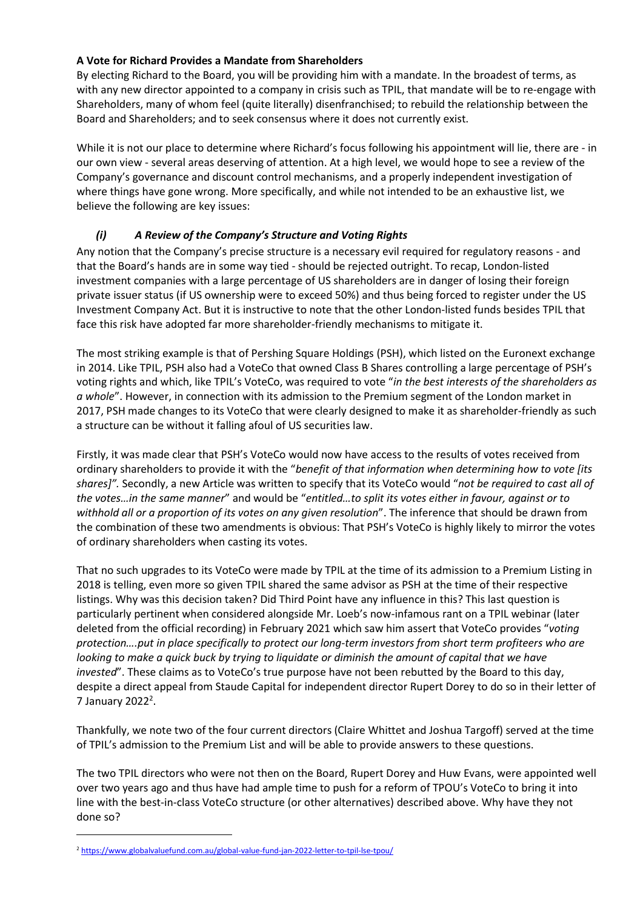**A Vote for Richard Provides a Mandate from Shareholders**

By electing Richard to the Board, you will be providing him with a mandate. In the broadest of terms, as with any new director appointed to a company in crisis such as TPIL, that mandate will be to re-engage with Shareholders, many of whom feel (quite literally) disenfranchised; to rebuild the relationship between the Board and Shareholders; and to seek consensus where it does not currently exist.

While it is not our place to determine where Richard's focus following his appointment will lie, there are - in our own view - several areas deserving of attention. At a high level, we would hope to see a review of the Company's governance and discount control mechanisms, and a properly independent investigation of where things have gone wrong. More specifically, and while not intended to be an exhaustive list, we believe the following are key issues:

***(i) A Review of the Company's Structure and Voting Rights***

Any notion that the Company's precise structure is a necessary evil required for regulatory reasons - and that the Board's hands are in some way tied - should be rejected outright. To recap, London-listed investment companies with a large percentage of US shareholders are in danger of losing their foreign private issuer status (if US ownership were to exceed 50%) and thus being forced to register under the US Investment Company Act. But it is instructive to note that the other London-listed funds besides TPIL that face this risk have adopted far more shareholder-friendly mechanisms to mitigate it.

The most striking example is that of Pershing Square Holdings (PSH), which listed on the Euronext exchange in 2014. Like TPIL, PSH also had a VoteCo that owned Class B Shares controlling a large percentage of PSH's voting rights and which, like TPIL's VoteCo, was required to vote "*in the best interests of the shareholders as a whole*". However, in connection with its admission to the Premium segment of the London market in 2017, PSH made changes to its VoteCo that were clearly designed to make it as shareholder-friendly as such a structure can be without it falling afoul of US securities law.

Firstly, it was made clear that PSH's VoteCo would now have access to the results of votes received from ordinary shareholders to provide it with the "*benefit of that information when determining how to vote [its shares]".* Secondly, a new Article was written to specify that its VoteCo would "*not be required to cast all of the votes…in the same manner*" and would be "*entitled…to split its votes either in favour, against or to withhold all or a proportion of its votes on any given resolution*". The inference that should be drawn from the combination of these two amendments is obvious: That PSH's VoteCo is highly likely to mirror the votes of ordinary shareholders when casting its votes.

That no such upgrades to its VoteCo were made by TPIL at the time of its admission to a Premium Listing in 2018 is telling, even more so given TPIL shared the same advisor as PSH at the time of their respective listings. Why was this decision taken? Did Third Point have any influence in this? This last question is particularly pertinent when considered alongside Mr. Loeb's now-infamous rant on a TPIL webinar (later deleted from the official recording) in February 2021 which saw him assert that VoteCo provides "*voting protection….put in place specifically to protect our long-term investors from short term profiteers who are looking to make a quick buck by trying to liquidate or diminish the amount of capital that we have invested*". These claims as to VoteCo's true purpose have not been rebutted by the Board to this day, despite a direct appeal from Staude Capital for independent director Rupert Dorey to do so in their letter of 7 January 2022[2].

Thankfully, we note two of the four current directors (Claire Whittet and Joshua Targoff) served at the time of TPIL's admission to the Premium List and will be able to provide answers to these questions.

The two TPIL directors who were not then on the Board, Rupert Dorey and Huw Evans, were appointed well over two years ago and thus have had ample time to push for a reform of TPOU's VoteCo to bring it into line with the best-in-class VoteCo structure (or other alternatives) described above. Why have they not done so?

---

[2] https://www.globalvaluefund.com.au/global-value-fund-jan-2022-letter-to-tpil-lse-tpou/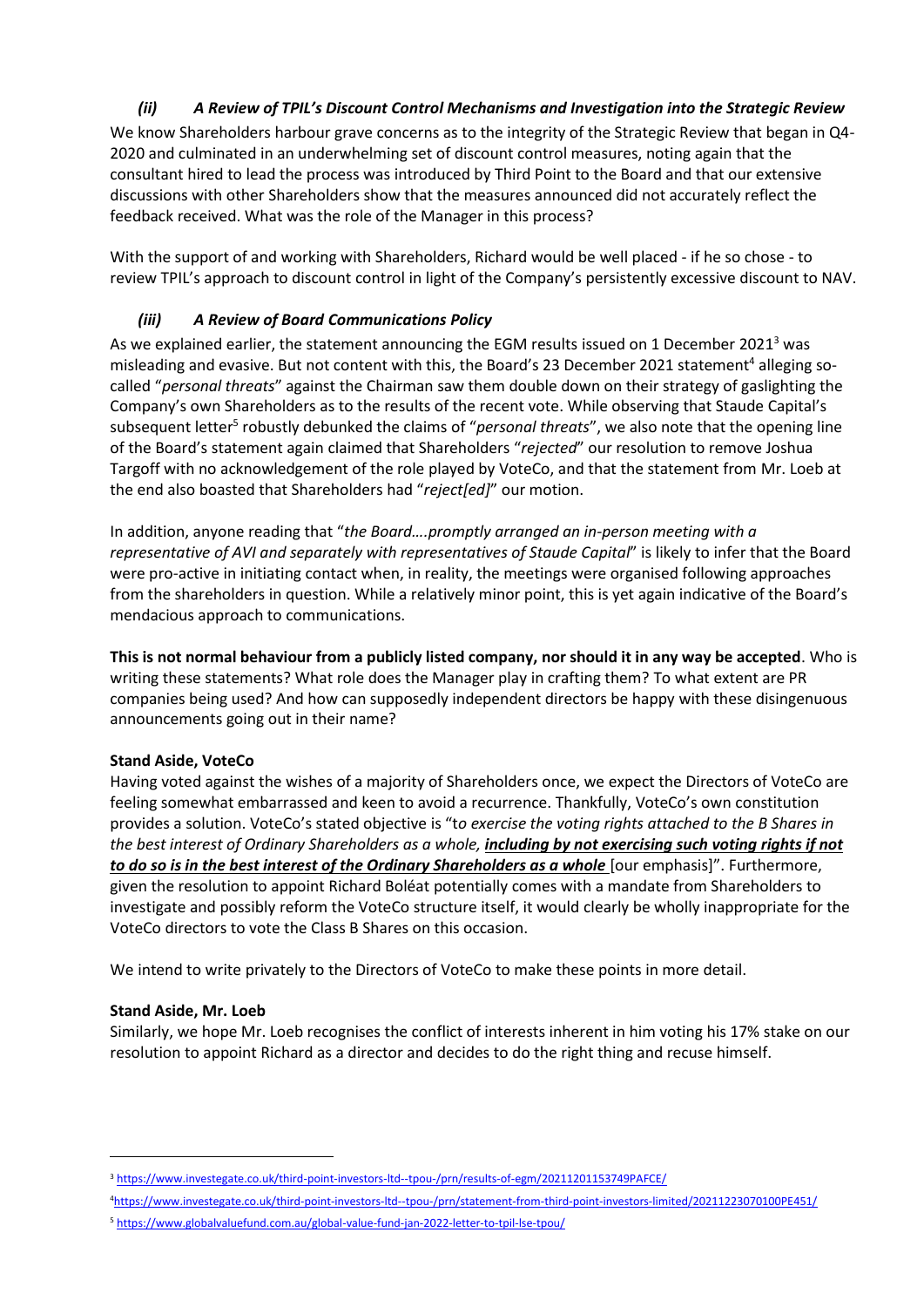### *(ii) A Review of TPIL's Discount Control Mechanisms and Investigation into the Strategic Review*

We know Shareholders harbour grave concerns as to the integrity of the Strategic Review that began in Q4-2020 and culminated in an underwhelming set of discount control measures, noting again that the consultant hired to lead the process was introduced by Third Point to the Board and that our extensive discussions with other Shareholders show that the measures announced did not accurately reflect the feedback received. What was the role of the Manager in this process?

With the support of and working with Shareholders, Richard would be well placed - if he so chose - to review TPIL's approach to discount control in light of the Company's persistently excessive discount to NAV.

### *(iii) A Review of Board Communications Policy*

As we explained earlier, the statement announcing the EGM results issued on 1 December 2021[3] was misleading and evasive. But not content with this, the Board's 23 December 2021 statement[4] alleging so-called "*personal threats*" against the Chairman saw them double down on their strategy of gaslighting the Company's own Shareholders as to the results of the recent vote. While observing that Staude Capital's subsequent letter[5] robustly debunked the claims of "*personal threats*", we also note that the opening line of the Board's statement again claimed that Shareholders "*rejected*" our resolution to remove Joshua Targoff with no acknowledgement of the role played by VoteCo, and that the statement from Mr. Loeb at the end also boasted that Shareholders had "*reject[ed]*" our motion.

In addition, anyone reading that "*the Board….promptly arranged an in-person meeting with a representative of AVI and separately with representatives of Staude Capital*" is likely to infer that the Board were pro-active in initiating contact when, in reality, the meetings were organised following approaches from the shareholders in question. While a relatively minor point, this is yet again indicative of the Board's mendacious approach to communications.

**This is not normal behaviour from a publicly listed company, nor should it in any way be accepted**. Who is writing these statements? What role does the Manager play in crafting them? To what extent are PR companies being used? And how can supposedly independent directors be happy with these disingenuous announcements going out in their name?

**Stand Aside, VoteCo**

Having voted against the wishes of a majority of Shareholders once, we expect the Directors of VoteCo are feeling somewhat embarrassed and keen to avoid a recurrence. Thankfully, VoteCo's own constitution provides a solution. VoteCo's stated objective is "t*o exercise the voting rights attached to the B Shares in the best interest of Ordinary Shareholders as a whole, **including by not exercising such voting rights if not to do so is in the best interest of the Ordinary Shareholders as a whole*** [our emphasis]". Furthermore, given the resolution to appoint Richard Boléat potentially comes with a mandate from Shareholders to investigate and possibly reform the VoteCo structure itself, it would clearly be wholly inappropriate for the VoteCo directors to vote the Class B Shares on this occasion.

We intend to write privately to the Directors of VoteCo to make these points in more detail.

**Stand Aside, Mr. Loeb**

Similarly, we hope Mr. Loeb recognises the conflict of interests inherent in him voting his 17% stake on our resolution to appoint Richard as a director and decides to do the right thing and recuse himself.

---

[3] https://www.investegate.co.uk/third-point-investors-ltd--tpou-/prn/results-of-egm/20211201153749PAFCE/

[4] https://www.investegate.co.uk/third-point-investors-ltd--tpou-/prn/statement-from-third-point-investors-limited/20211223070100PE451/

[5] https://www.globalvaluefund.com.au/global-value-fund-jan-2022-letter-to-tpil-lse-tpou/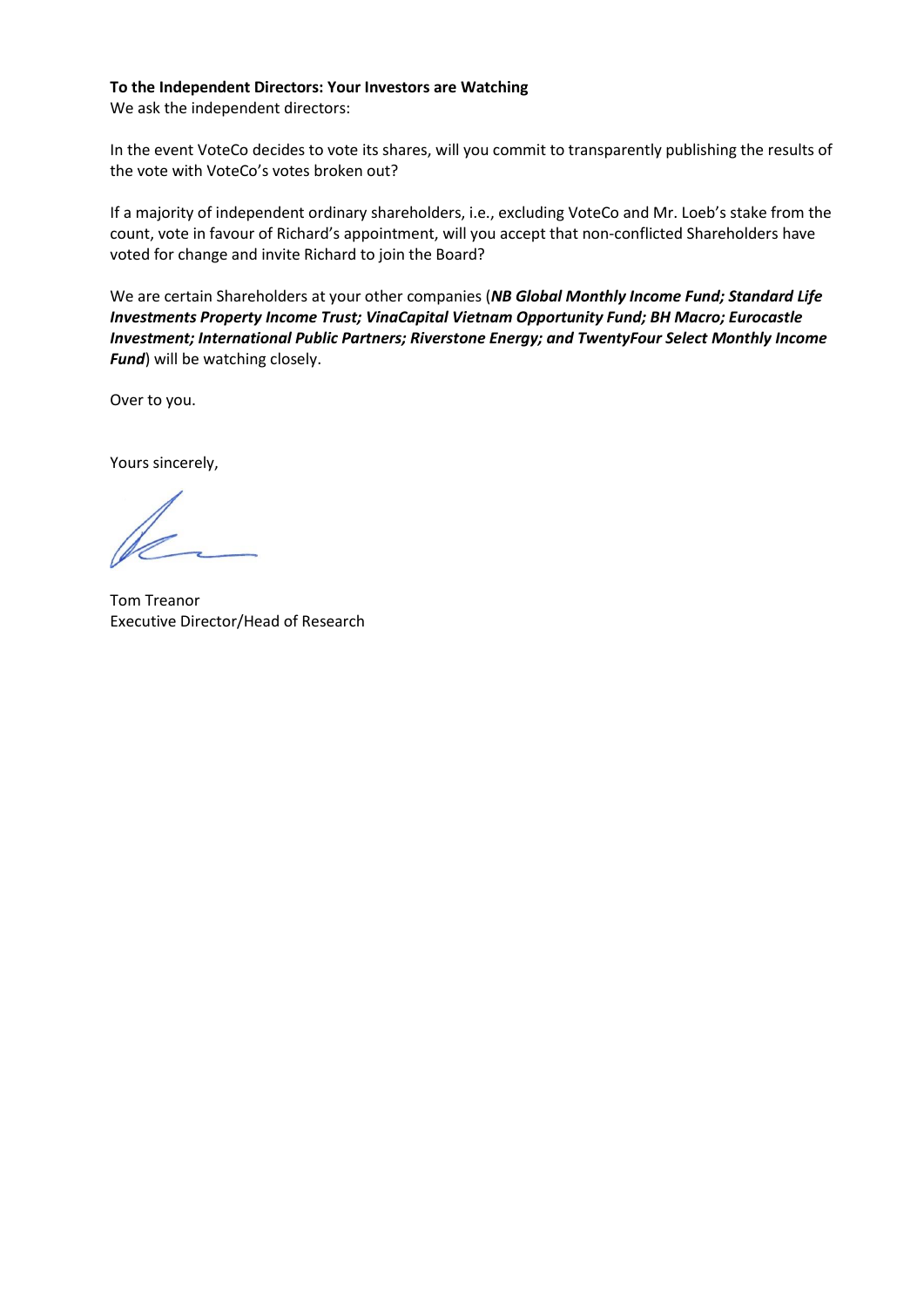**To the Independent Directors: Your Investors are Watching**

We ask the independent directors:

In the event VoteCo decides to vote its shares, will you commit to transparently publishing the results of the vote with VoteCo's votes broken out?

If a majority of independent ordinary shareholders, i.e., excluding VoteCo and Mr. Loeb's stake from the count, vote in favour of Richard's appointment, will you accept that non-conflicted Shareholders have voted for change and invite Richard to join the Board?

We are certain Shareholders at your other companies (***NB Global Monthly Income Fund; Standard Life Investments Property Income Trust; VinaCapital Vietnam Opportunity Fund; BH Macro; Eurocastle Investment; International Public Partners; Riverstone Energy; and TwentyFour Select Monthly Income Fund***) will be watching closely.

Over to you.

Yours sincerely,

Tom Treanor
Executive Director/Head of Research